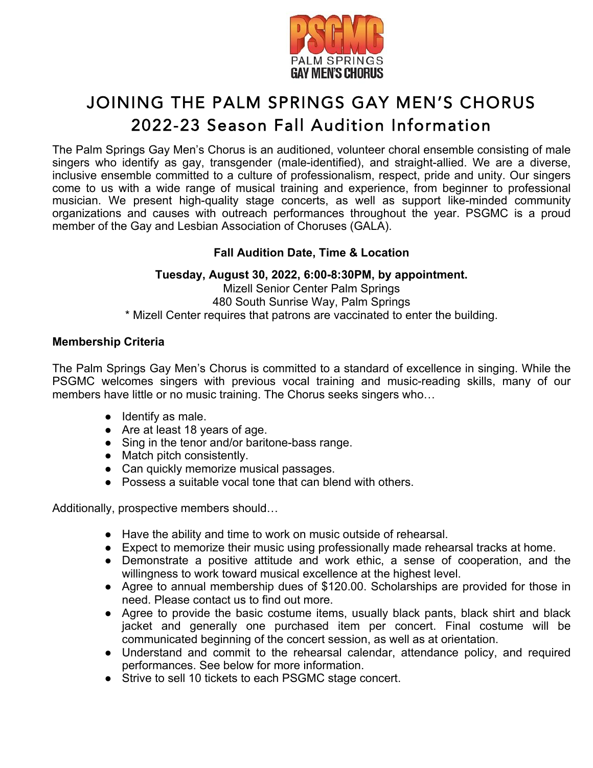PSGMC
PALM SPRINGS
GAY MEN'S CHORUS

# JOINING THE PALM SPRINGS GAY MEN'S CHORUS
## 2022-23 Season Fall Audition Information

The Palm Springs Gay Men's Chorus is an auditioned, volunteer choral ensemble consisting of male singers who identify as gay, transgender (male-identified), and straight-allied. We are a diverse, inclusive ensemble committed to a culture of professionalism, respect, pride and unity. Our singers come to us with a wide range of musical training and experience, from beginner to professional musician. We present high-quality stage concerts, as well as support like-minded community organizations and causes with outreach performances throughout the year. PSGMC is a proud member of the Gay and Lesbian Association of Choruses (GALA).

**Fall Audition Date, Time & Location**

**Tuesday, August 30, 2022, 6:00-8:30PM, by appointment.**
Mizell Senior Center Palm Springs
480 South Sunrise Way, Palm Springs
* Mizell Center requires that patrons are vaccinated to enter the building.

**Membership Criteria**

The Palm Springs Gay Men's Chorus is committed to a standard of excellence in singing. While the PSGMC welcomes singers with previous vocal training and music-reading skills, many of our members have little or no music training. The Chorus seeks singers who…

- Identify as male.
- Are at least 18 years of age.
- Sing in the tenor and/or baritone-bass range.
- Match pitch consistently.
- Can quickly memorize musical passages.
- Possess a suitable vocal tone that can blend with others.

Additionally, prospective members should…

- Have the ability and time to work on music outside of rehearsal.
- Expect to memorize their music using professionally made rehearsal tracks at home.
- Demonstrate a positive attitude and work ethic, a sense of cooperation, and the willingness to work toward musical excellence at the highest level.
- Agree to annual membership dues of $120.00. Scholarships are provided for those in need. Please contact us to find out more.
- Agree to provide the basic costume items, usually black pants, black shirt and black jacket and generally one purchased item per concert. Final costume will be communicated beginning of the concert session, as well as at orientation.
- Understand and commit to the rehearsal calendar, attendance policy, and required performances. See below for more information.
- Strive to sell 10 tickets to each PSGMC stage concert.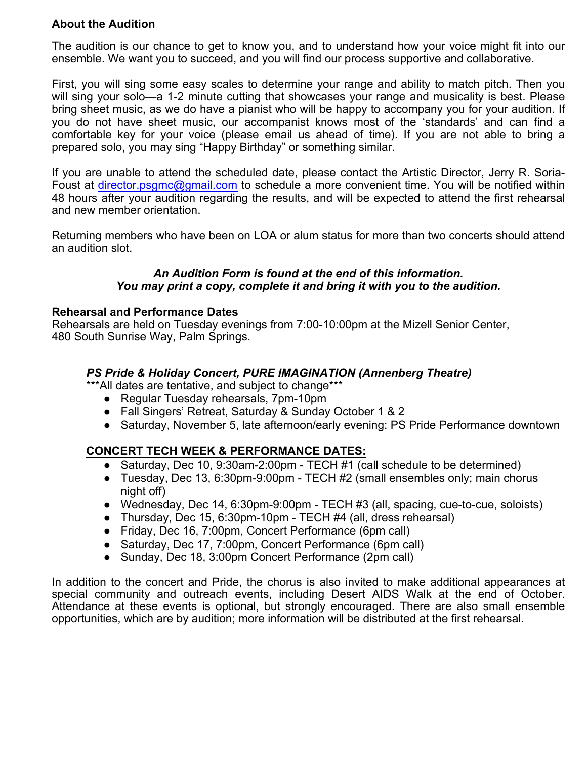**About the Audition**

The audition is our chance to get to know you, and to understand how your voice might fit into our ensemble. We want you to succeed, and you will find our process supportive and collaborative.

First, you will sing some easy scales to determine your range and ability to match pitch. Then you will sing your solo—a 1-2 minute cutting that showcases your range and musicality is best. Please bring sheet music, as we do have a pianist who will be happy to accompany you for your audition. If you do not have sheet music, our accompanist knows most of the 'standards' and can find a comfortable key for your voice (please email us ahead of time). If you are not able to bring a prepared solo, you may sing "Happy Birthday" or something similar.

If you are unable to attend the scheduled date, please contact the Artistic Director, Jerry R. Soria-Foust at director.psgmc@gmail.com to schedule a more convenient time. You will be notified within 48 hours after your audition regarding the results, and will be expected to attend the first rehearsal and new member orientation.

Returning members who have been on LOA or alum status for more than two concerts should attend an audition slot.

***An Audition Form is found at the end of this information.***
***You may print a copy, complete it and bring it with you to the audition.***

**Rehearsal and Performance Dates**
Rehearsals are held on Tuesday evenings from 7:00-10:00pm at the Mizell Senior Center, 480 South Sunrise Way, Palm Springs.

***PS Pride & Holiday Concert, PURE IMAGINATION (Annenberg Theatre)***

***All dates are tentative, and subject to change***

- Regular Tuesday rehearsals, 7pm-10pm
- Fall Singers' Retreat, Saturday & Sunday October 1 & 2
- Saturday, November 5, late afternoon/early evening: PS Pride Performance downtown

**CONCERT TECH WEEK & PERFORMANCE DATES:**

- Saturday, Dec 10, 9:30am-2:00pm - TECH #1 (call schedule to be determined)
- Tuesday, Dec 13, 6:30pm-9:00pm - TECH #2 (small ensembles only; main chorus night off)
- Wednesday, Dec 14, 6:30pm-9:00pm - TECH #3 (all, spacing, cue-to-cue, soloists)
- Thursday, Dec 15, 6:30pm-10pm - TECH #4 (all, dress rehearsal)
- Friday, Dec 16, 7:00pm, Concert Performance (6pm call)
- Saturday, Dec 17, 7:00pm, Concert Performance (6pm call)
- Sunday, Dec 18, 3:00pm Concert Performance (2pm call)

In addition to the concert and Pride, the chorus is also invited to make additional appearances at special community and outreach events, including Desert AIDS Walk at the end of October. Attendance at these events is optional, but strongly encouraged. There are also small ensemble opportunities, which are by audition; more information will be distributed at the first rehearsal.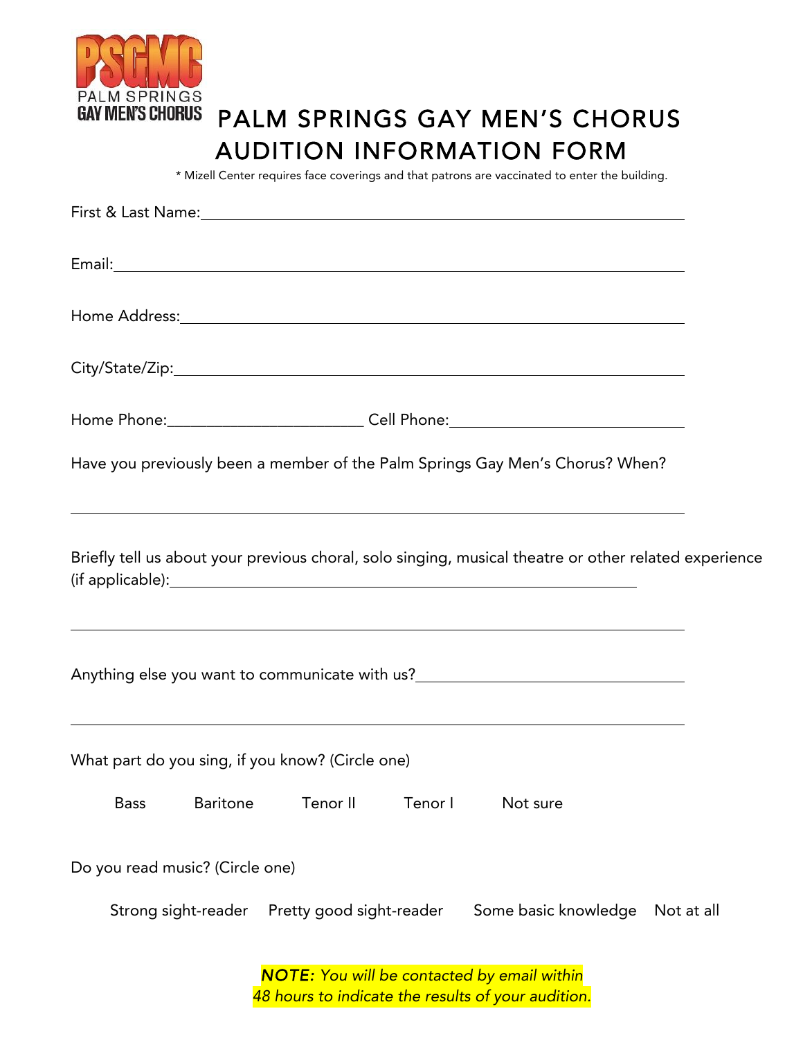PALM SPRINGS GAY MEN'S CHORUS

# PALM SPRINGS GAY MEN'S CHORUS AUDITION INFORMATION FORM

* Mizell Center requires face coverings and that patrons are vaccinated to enter the building.

First & Last Name:\_\_\_\_\_\_\_\_\_\_\_\_\_\_\_\_\_\_\_\_\_\_\_\_\_\_\_\_\_\_\_\_\_\_\_\_\_\_\_\_\_\_\_\_\_\_\_\_

Email:\_\_\_\_\_\_\_\_\_\_\_\_\_\_\_\_\_\_\_\_\_\_\_\_\_\_\_\_\_\_\_\_\_\_\_\_\_\_\_\_\_\_\_\_\_\_\_\_\_\_\_\_\_\_\_\_

Home Address:\_\_\_\_\_\_\_\_\_\_\_\_\_\_\_\_\_\_\_\_\_\_\_\_\_\_\_\_\_\_\_\_\_\_\_\_\_\_\_\_\_\_\_\_\_\_\_\_\_\_

City/State/Zip:\_\_\_\_\_\_\_\_\_\_\_\_\_\_\_\_\_\_\_\_\_\_\_\_\_\_\_\_\_\_\_\_\_\_\_\_\_\_\_\_\_\_\_\_\_\_\_\_\_\_

Home Phone:\_\_\_\_\_\_\_\_\_\_\_\_\_\_\_\_\_\_\_\_\_\_\_ Cell Phone:\_\_\_\_\_\_\_\_\_\_\_\_\_\_\_\_\_\_\_\_\_\_\_\_\_\_\_\_

Have you previously been a member of the Palm Springs Gay Men's Chorus? When?

\_\_\_\_\_\_\_\_\_\_\_\_\_\_\_\_\_\_\_\_\_\_\_\_\_\_\_\_\_\_\_\_\_\_\_\_\_\_\_\_\_\_\_\_\_\_\_\_\_\_\_\_\_\_\_\_\_\_\_\_\_\_\_\_

Briefly tell us about your previous choral, solo singing, musical theatre or other related experience (if applicable):\_\_\_\_\_\_\_\_\_\_\_\_\_\_\_\_\_\_\_\_\_\_\_\_\_\_\_\_\_\_\_\_\_\_\_\_\_\_\_\_\_\_\_\_\_\_\_\_

\_\_\_\_\_\_\_\_\_\_\_\_\_\_\_\_\_\_\_\_\_\_\_\_\_\_\_\_\_\_\_\_\_\_\_\_\_\_\_\_\_\_\_\_\_\_\_\_\_\_\_\_\_\_\_\_\_\_\_\_\_\_\_\_

Anything else you want to communicate with us?\_\_\_\_\_\_\_\_\_\_\_\_\_\_\_\_\_\_\_\_\_\_\_\_\_\_\_\_

\_\_\_\_\_\_\_\_\_\_\_\_\_\_\_\_\_\_\_\_\_\_\_\_\_\_\_\_\_\_\_\_\_\_\_\_\_\_\_\_\_\_\_\_\_\_\_\_\_\_\_\_\_\_\_\_\_\_\_\_\_\_\_\_

What part do you sing, if you know? (Circle one)

Bass    Baritone    Tenor II    Tenor I    Not sure

Do you read music? (Circle one)

Strong sight-reader    Pretty good sight-reader    Some basic knowledge    Not at all

***NOTE:*** *You will be contacted by email within 48 hours to indicate the results of your audition.*